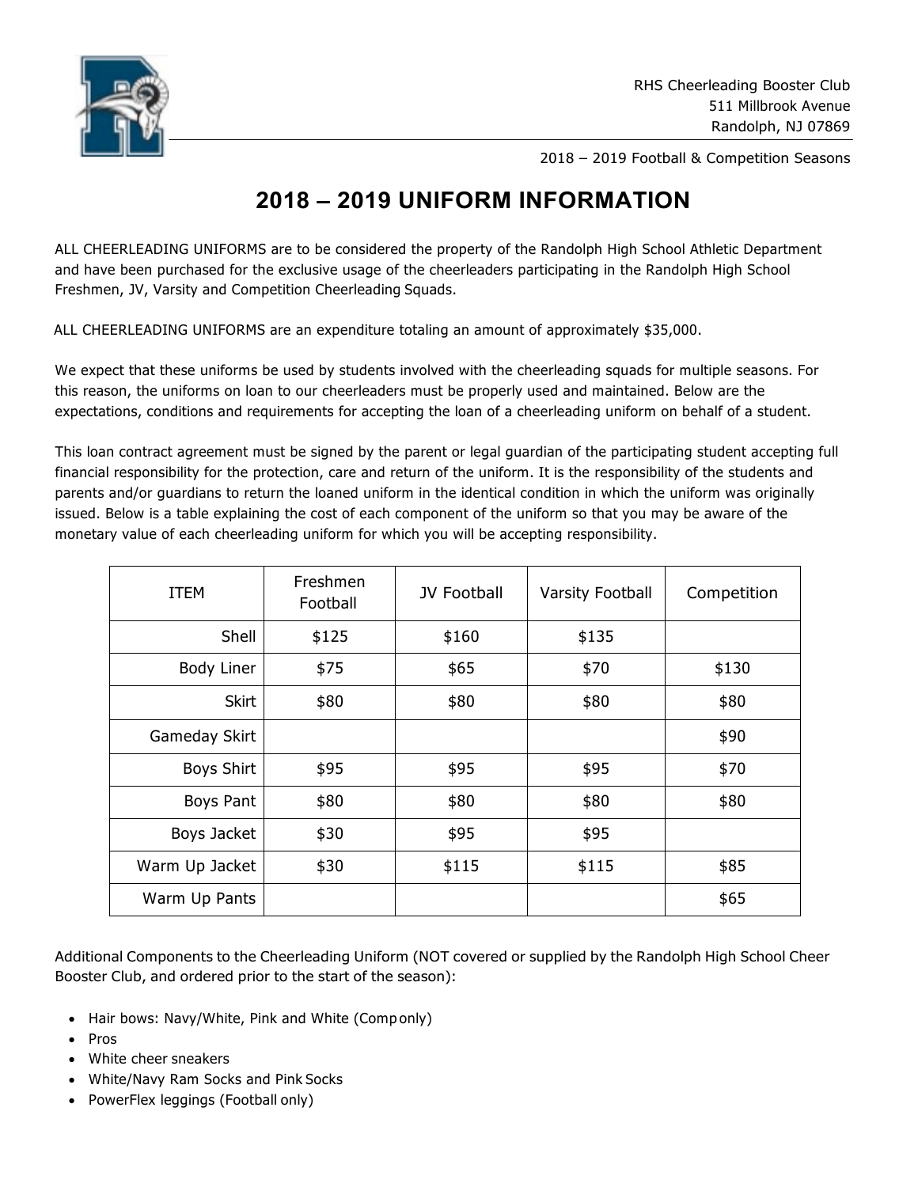RHS Cheerleading Booster Club
511 Millbrook Avenue
Randolph, NJ 07869

2018 – 2019 Football & Competition Seasons

# 2018 – 2019 UNIFORM INFORMATION

ALL CHEERLEADING UNIFORMS are to be considered the property of the Randolph High School Athletic Department and have been purchased for the exclusive usage of the cheerleaders participating in the Randolph High School Freshmen, JV, Varsity and Competition Cheerleading Squads.

ALL CHEERLEADING UNIFORMS are an expenditure totaling an amount of approximately $35,000.

We expect that these uniforms be used by students involved with the cheerleading squads for multiple seasons. For this reason, the uniforms on loan to our cheerleaders must be properly used and maintained. Below are the expectations, conditions and requirements for accepting the loan of a cheerleading uniform on behalf of a student.

This loan contract agreement must be signed by the parent or legal guardian of the participating student accepting full financial responsibility for the protection, care and return of the uniform. It is the responsibility of the students and parents and/or guardians to return the loaned uniform in the identical condition in which the uniform was originally issued. Below is a table explaining the cost of each component of the uniform so that you may be aware of the monetary value of each cheerleading uniform for which you will be accepting responsibility.

| ITEM | Freshmen Football | JV Football | Varsity Football | Competition |
|---|---|---|---|---|
| Shell | $125 | $160 | $135 | |
| Body Liner | $75 | $65 | $70 | $130 |
| Skirt | $80 | $80 | $80 | $80 |
| Gameday Skirt | | | | $90 |
| Boys Shirt | $95 | $95 | $95 | $70 |
| Boys Pant | $80 | $80 | $80 | $80 |
| Boys Jacket | $30 | $95 | $95 | |
| Warm Up Jacket | $30 | $115 | $115 | $85 |
| Warm Up Pants | | | | $65 |

Additional Components to the Cheerleading Uniform (NOT covered or supplied by the Randolph High School Cheer Booster Club, and ordered prior to the start of the season):

- Hair bows: Navy/White, Pink and White (Comp only)
- Pros
- White cheer sneakers
- White/Navy Ram Socks and Pink Socks
- PowerFlex leggings (Football only)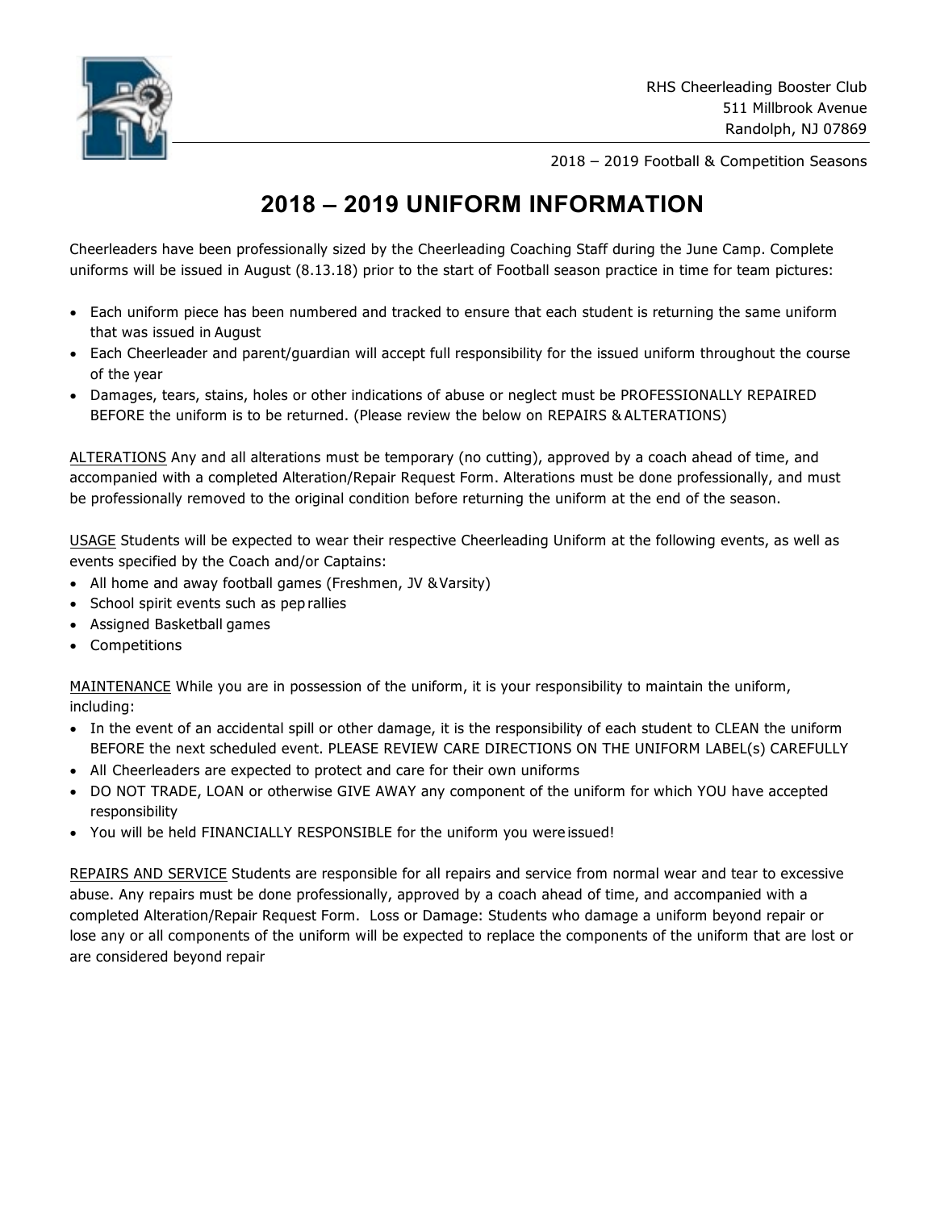RHS Cheerleading Booster Club
511 Millbrook Avenue
Randolph, NJ 07869

2018 – 2019 Football & Competition Seasons

# 2018 – 2019 UNIFORM INFORMATION

Cheerleaders have been professionally sized by the Cheerleading Coaching Staff during the June Camp. Complete uniforms will be issued in August (8.13.18) prior to the start of Football season practice in time for team pictures:

- Each uniform piece has been numbered and tracked to ensure that each student is returning the same uniform that was issued in August
- Each Cheerleader and parent/guardian will accept full responsibility for the issued uniform throughout the course of the year
- Damages, tears, stains, holes or other indications of abuse or neglect must be PROFESSIONALLY REPAIRED BEFORE the uniform is to be returned. (Please review the below on REPAIRS & ALTERATIONS)

ALTERATIONS Any and all alterations must be temporary (no cutting), approved by a coach ahead of time, and accompanied with a completed Alteration/Repair Request Form. Alterations must be done professionally, and must be professionally removed to the original condition before returning the uniform at the end of the season.

USAGE Students will be expected to wear their respective Cheerleading Uniform at the following events, as well as events specified by the Coach and/or Captains:

- All home and away football games (Freshmen, JV & Varsity)
- School spirit events such as pep rallies
- Assigned Basketball games
- Competitions

MAINTENANCE While you are in possession of the uniform, it is your responsibility to maintain the uniform, including:

- In the event of an accidental spill or other damage, it is the responsibility of each student to CLEAN the uniform BEFORE the next scheduled event. PLEASE REVIEW CARE DIRECTIONS ON THE UNIFORM LABEL(s) CAREFULLY
- All Cheerleaders are expected to protect and care for their own uniforms
- DO NOT TRADE, LOAN or otherwise GIVE AWAY any component of the uniform for which YOU have accepted responsibility
- You will be held FINANCIALLY RESPONSIBLE for the uniform you were issued!

REPAIRS AND SERVICE Students are responsible for all repairs and service from normal wear and tear to excessive abuse. Any repairs must be done professionally, approved by a coach ahead of time, and accompanied with a completed Alteration/Repair Request Form. Loss or Damage: Students who damage a uniform beyond repair or lose any or all components of the uniform will be expected to replace the components of the uniform that are lost or are considered beyond repair